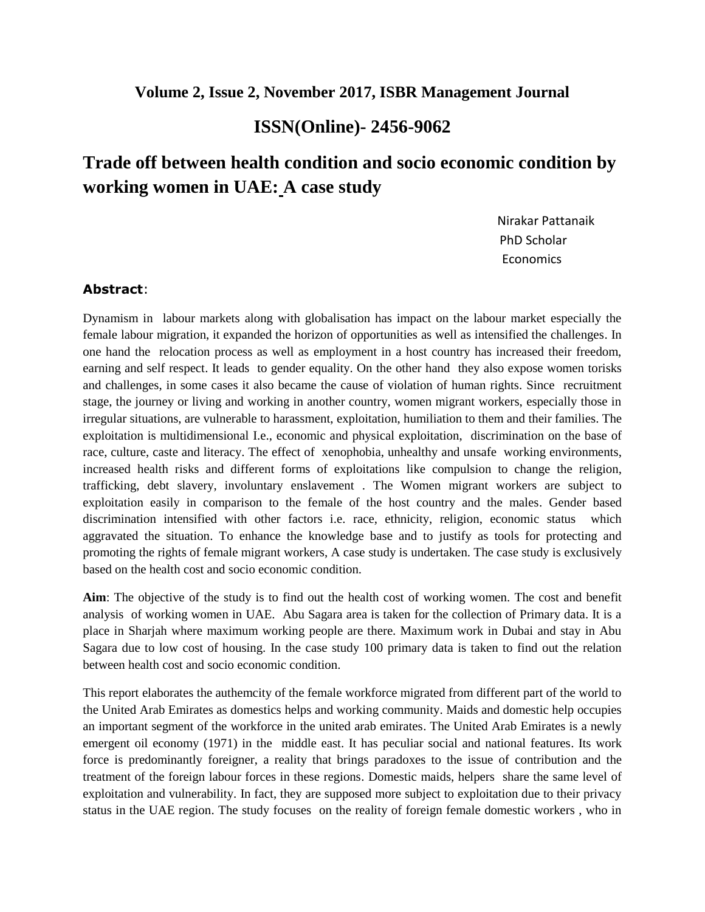**Volume 2, Issue 2, November 2017, ISBR Management Journal**

**ISSN(Online)- 2456-9062**

# Trade off between health condition and socio economic condition by working women in UAE: A case study

Nirakar Pattanaik
PhD Scholar
Economics

**Abstract**:

Dynamism in labour markets along with globalisation has impact on the labour market especially the female labour migration, it expanded the horizon of opportunities as well as intensified the challenges. In one hand the relocation process as well as employment in a host country has increased their freedom, earning and self respect. It leads to gender equality. On the other hand they also expose women torisks and challenges, in some cases it also became the cause of violation of human rights. Since recruitment stage, the journey or living and working in another country, women migrant workers, especially those in irregular situations, are vulnerable to harassment, exploitation, humiliation to them and their families. The exploitation is multidimensional I.e., economic and physical exploitation, discrimination on the base of race, culture, caste and literacy. The effect of xenophobia, unhealthy and unsafe working environments, increased health risks and different forms of exploitations like compulsion to change the religion, trafficking, debt slavery, involuntary enslavement . The Women migrant workers are subject to exploitation easily in comparison to the female of the host country and the males. Gender based discrimination intensified with other factors i.e. race, ethnicity, religion, economic status which aggravated the situation. To enhance the knowledge base and to justify as tools for protecting and promoting the rights of female migrant workers, A case study is undertaken. The case study is exclusively based on the health cost and socio economic condition.

**Aim**: The objective of the study is to find out the health cost of working women. The cost and benefit analysis of working women in UAE. Abu Sagara area is taken for the collection of Primary data. It is a place in Sharjah where maximum working people are there. Maximum work in Dubai and stay in Abu Sagara due to low cost of housing. In the case study 100 primary data is taken to find out the relation between health cost and socio economic condition.

This report elaborates the authemcity of the female workforce migrated from different part of the world to the United Arab Emirates as domestics helps and working community. Maids and domestic help occupies an important segment of the workforce in the united arab emirates. The United Arab Emirates is a newly emergent oil economy (1971) in the middle east. It has peculiar social and national features. Its work force is predominantly foreigner, a reality that brings paradoxes to the issue of contribution and the treatment of the foreign labour forces in these regions. Domestic maids, helpers share the same level of exploitation and vulnerability. In fact, they are supposed more subject to exploitation due to their privacy status in the UAE region. The study focuses on the reality of foreign female domestic workers , who in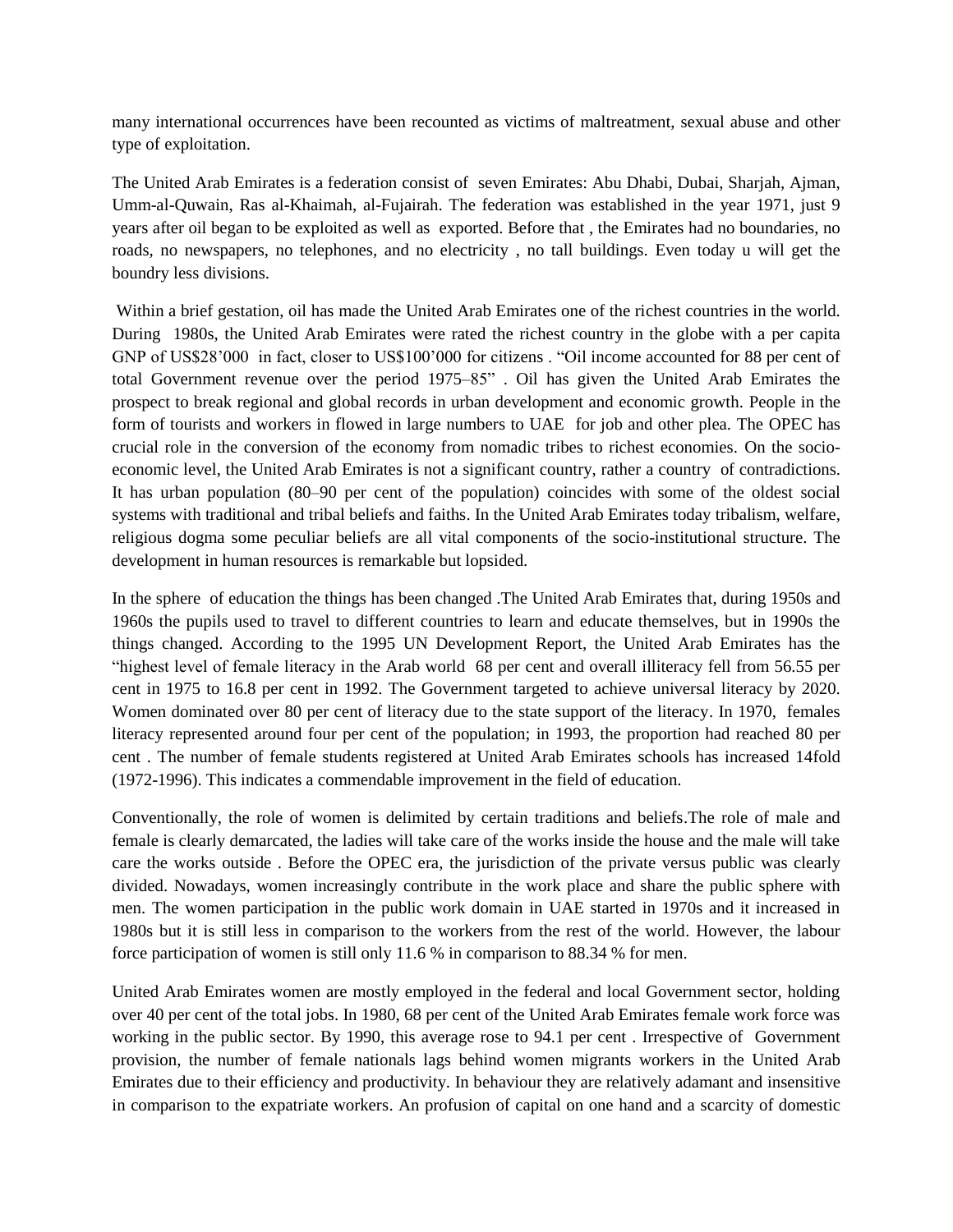many international occurrences have been recounted as victims of maltreatment, sexual abuse and other type of exploitation.

The United Arab Emirates is a federation consist of seven Emirates: Abu Dhabi, Dubai, Sharjah, Ajman, Umm-al-Quwain, Ras al-Khaimah, al-Fujairah. The federation was established in the year 1971, just 9 years after oil began to be exploited as well as exported. Before that , the Emirates had no boundaries, no roads, no newspapers, no telephones, and no electricity , no tall buildings. Even today u will get the boundry less divisions.

Within a brief gestation, oil has made the United Arab Emirates one of the richest countries in the world. During 1980s, the United Arab Emirates were rated the richest country in the globe with a per capita GNP of US$28'000 in fact, closer to US$100'000 for citizens . "Oil income accounted for 88 per cent of total Government revenue over the period 1975–85" . Oil has given the United Arab Emirates the prospect to break regional and global records in urban development and economic growth. People in the form of tourists and workers in flowed in large numbers to UAE for job and other plea. The OPEC has crucial role in the conversion of the economy from nomadic tribes to richest economies. On the socio-economic level, the United Arab Emirates is not a significant country, rather a country of contradictions. It has urban population (80–90 per cent of the population) coincides with some of the oldest social systems with traditional and tribal beliefs and faiths. In the United Arab Emirates today tribalism, welfare, religious dogma some peculiar beliefs are all vital components of the socio-institutional structure. The development in human resources is remarkable but lopsided.

In the sphere of education the things has been changed .The United Arab Emirates that, during 1950s and 1960s the pupils used to travel to different countries to learn and educate themselves, but in 1990s the things changed. According to the 1995 UN Development Report, the United Arab Emirates has the "highest level of female literacy in the Arab world 68 per cent and overall illiteracy fell from 56.55 per cent in 1975 to 16.8 per cent in 1992. The Government targeted to achieve universal literacy by 2020. Women dominated over 80 per cent of literacy due to the state support of the literacy. In 1970, females literacy represented around four per cent of the population; in 1993, the proportion had reached 80 per cent . The number of female students registered at United Arab Emirates schools has increased 14fold (1972-1996). This indicates a commendable improvement in the field of education.

Conventionally, the role of women is delimited by certain traditions and beliefs.The role of male and female is clearly demarcated, the ladies will take care of the works inside the house and the male will take care the works outside . Before the OPEC era, the jurisdiction of the private versus public was clearly divided. Nowadays, women increasingly contribute in the work place and share the public sphere with men. The women participation in the public work domain in UAE started in 1970s and it increased in 1980s but it is still less in comparison to the workers from the rest of the world. However, the labour force participation of women is still only 11.6 % in comparison to 88.34 % for men.

United Arab Emirates women are mostly employed in the federal and local Government sector, holding over 40 per cent of the total jobs. In 1980, 68 per cent of the United Arab Emirates female work force was working in the public sector. By 1990, this average rose to 94.1 per cent . Irrespective of Government provision, the number of female nationals lags behind women migrants workers in the United Arab Emirates due to their efficiency and productivity. In behaviour they are relatively adamant and insensitive in comparison to the expatriate workers. An profusion of capital on one hand and a scarcity of domestic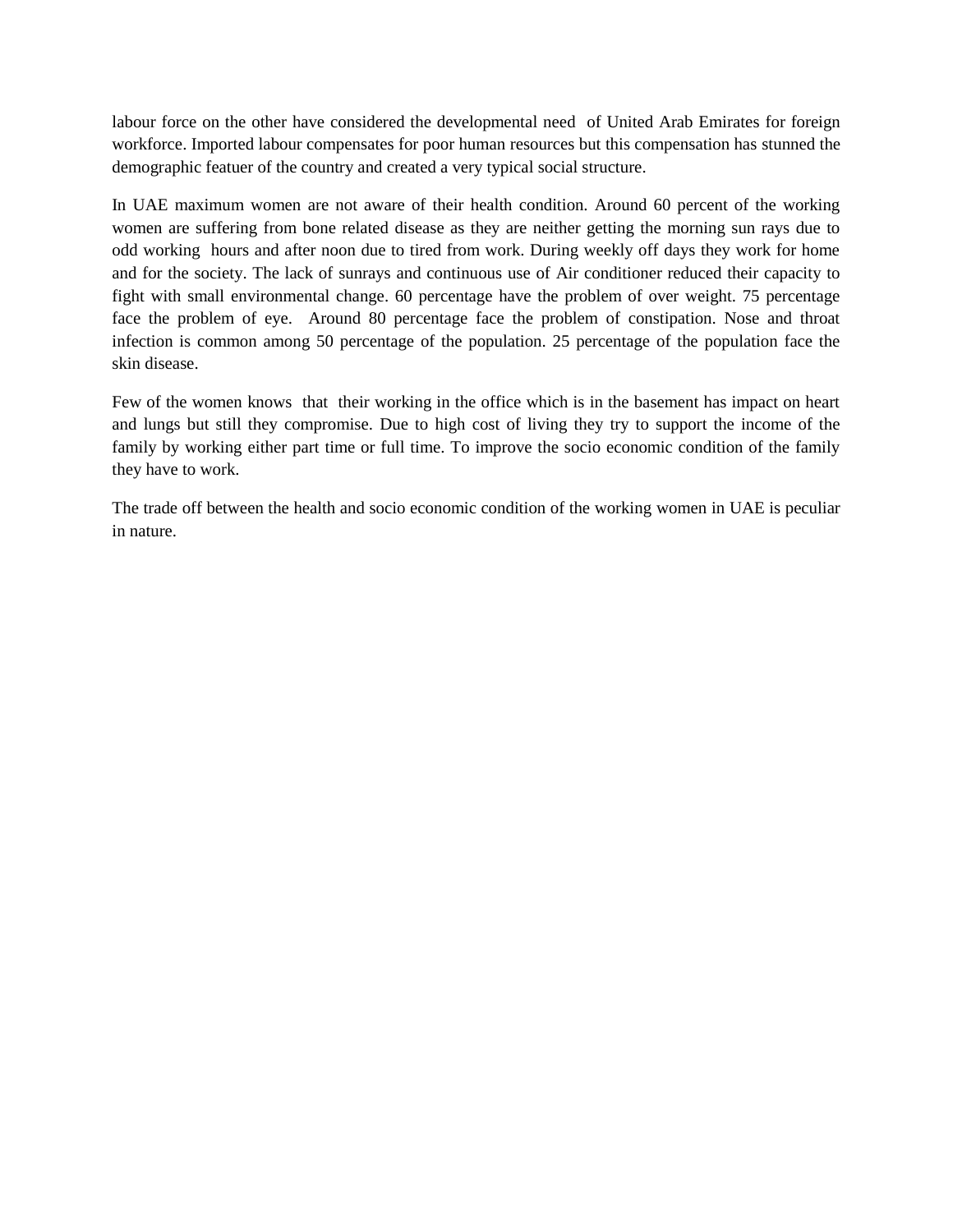labour force on the other have considered the developmental need of United Arab Emirates for foreign workforce. Imported labour compensates for poor human resources but this compensation has stunned the demographic featuer of the country and created a very typical social structure.

In UAE maximum women are not aware of their health condition. Around 60 percent of the working women are suffering from bone related disease as they are neither getting the morning sun rays due to odd working hours and after noon due to tired from work. During weekly off days they work for home and for the society. The lack of sunrays and continuous use of Air conditioner reduced their capacity to fight with small environmental change. 60 percentage have the problem of over weight. 75 percentage face the problem of eye. Around 80 percentage face the problem of constipation. Nose and throat infection is common among 50 percentage of the population. 25 percentage of the population face the skin disease.

Few of the women knows that their working in the office which is in the basement has impact on heart and lungs but still they compromise. Due to high cost of living they try to support the income of the family by working either part time or full time. To improve the socio economic condition of the family they have to work.

The trade off between the health and socio economic condition of the working women in UAE is peculiar in nature.